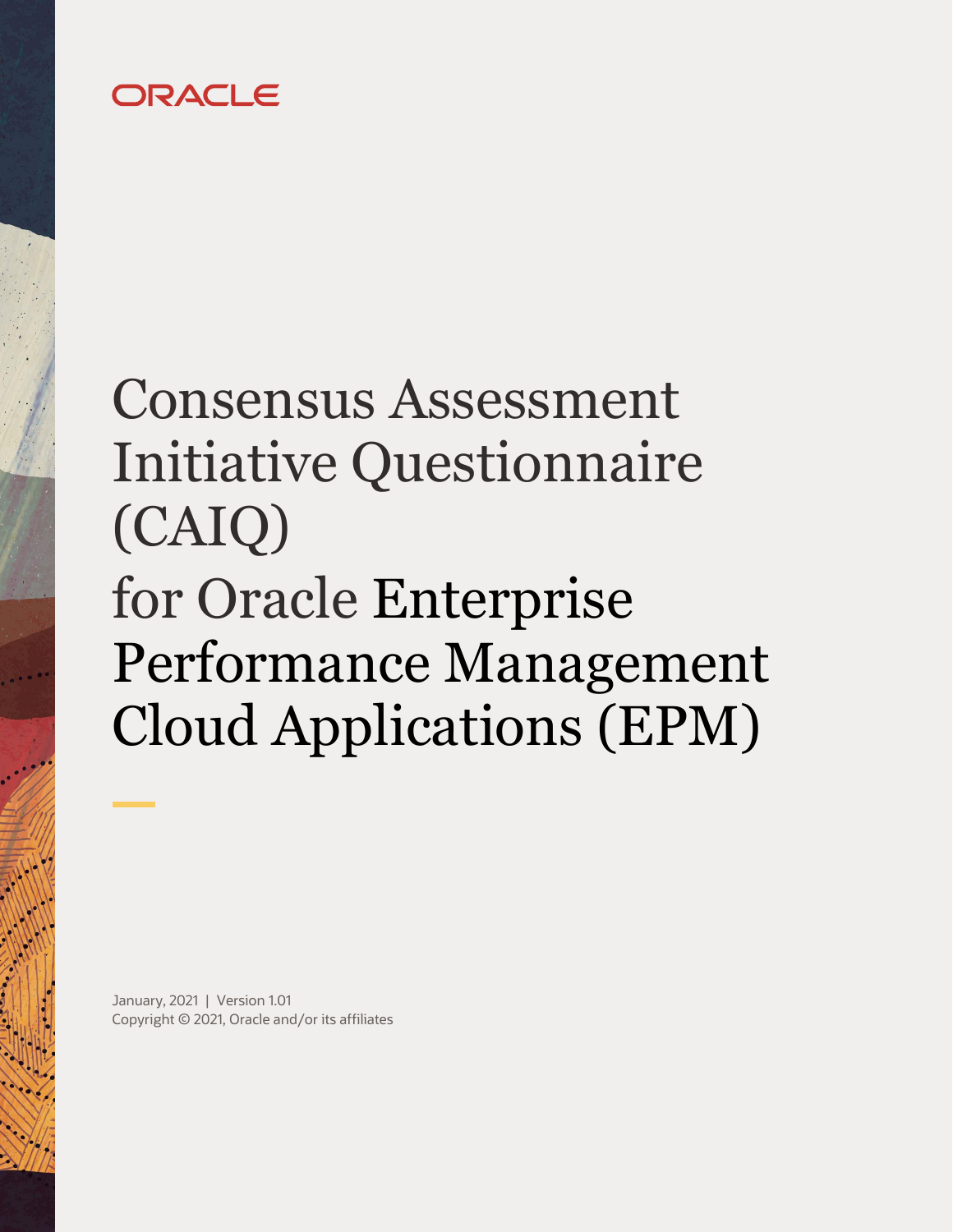ORACLE

# Consensus Assessment Initiative Questionnaire (CAIQ) for Oracle Enterprise Performance Management Cloud Applications (EPM)

January, 2021 | Version 1.01

Copyright © 2021, Oracle and/or its affiliates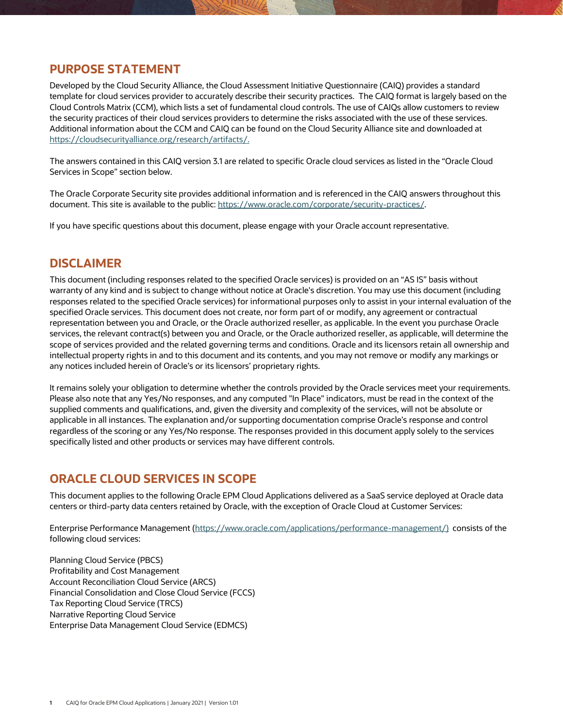## PURPOSE STATEMENT

Developed by the Cloud Security Alliance, the Cloud Assessment Initiative Questionnaire (CAIQ) provides a standard template for cloud services provider to accurately describe their security practices. The CAIQ format is largely based on the Cloud Controls Matrix (CCM), which lists a set of fundamental cloud controls. The use of CAIQs allow customers to review the security practices of their cloud services providers to determine the risks associated with the use of these services. Additional information about the CCM and CAIQ can be found on the Cloud Security Alliance site and downloaded at https://cloudsecurityalliance.org/research/artifacts/.

The answers contained in this CAIQ version 3.1 are related to specific Oracle cloud services as listed in the "Oracle Cloud Services in Scope" section below.

The Oracle Corporate Security site provides additional information and is referenced in the CAIQ answers throughout this document. This site is available to the public: https://www.oracle.com/corporate/security-practices/.

If you have specific questions about this document, please engage with your Oracle account representative.

## DISCLAIMER

This document (including responses related to the specified Oracle services) is provided on an "AS IS" basis without warranty of any kind and is subject to change without notice at Oracle's discretion. You may use this document (including responses related to the specified Oracle services) for informational purposes only to assist in your internal evaluation of the specified Oracle services. This document does not create, nor form part of or modify, any agreement or contractual representation between you and Oracle, or the Oracle authorized reseller, as applicable. In the event you purchase Oracle services, the relevant contract(s) between you and Oracle, or the Oracle authorized reseller, as applicable, will determine the scope of services provided and the related governing terms and conditions. Oracle and its licensors retain all ownership and intellectual property rights in and to this document and its contents, and you may not remove or modify any markings or any notices included herein of Oracle's or its licensors' proprietary rights.

It remains solely your obligation to determine whether the controls provided by the Oracle services meet your requirements. Please also note that any Yes/No responses, and any computed "In Place" indicators, must be read in the context of the supplied comments and qualifications, and, given the diversity and complexity of the services, will not be absolute or applicable in all instances. The explanation and/or supporting documentation comprise Oracle's response and control regardless of the scoring or any Yes/No response. The responses provided in this document apply solely to the services specifically listed and other products or services may have different controls.

## ORACLE CLOUD SERVICES IN SCOPE

This document applies to the following Oracle EPM Cloud Applications delivered as a SaaS service deployed at Oracle data centers or third-party data centers retained by Oracle, with the exception of Oracle Cloud at Customer Services:

Enterprise Performance Management (https://www.oracle.com/applications/performance-management/) consists of the following cloud services:

Planning Cloud Service (PBCS)
Profitability and Cost Management
Account Reconciliation Cloud Service (ARCS)
Financial Consolidation and Close Cloud Service (FCCS)
Tax Reporting Cloud Service (TRCS)
Narrative Reporting Cloud Service
Enterprise Data Management Cloud Service (EDMCS)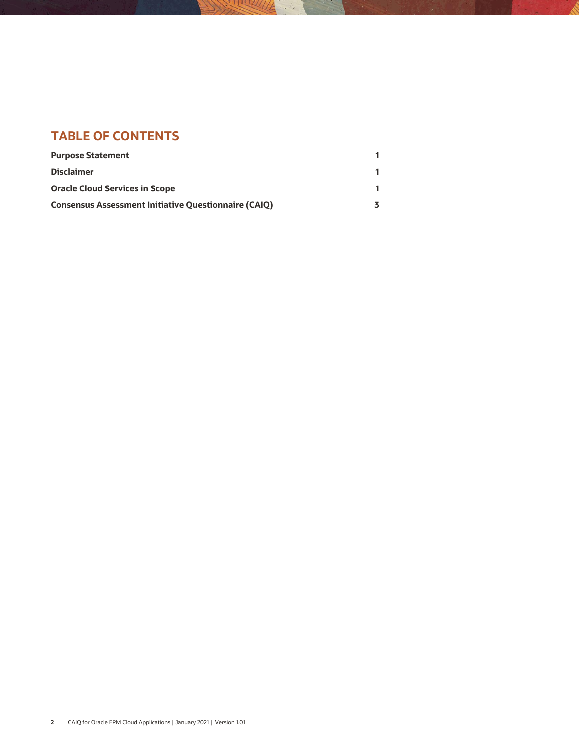## TABLE OF CONTENTS

| | |
|---|---|
| **Purpose Statement** | **1** |
| **Disclaimer** | **1** |
| **Oracle Cloud Services in Scope** | **1** |
| **Consensus Assessment Initiative Questionnaire (CAIQ)** | **3** |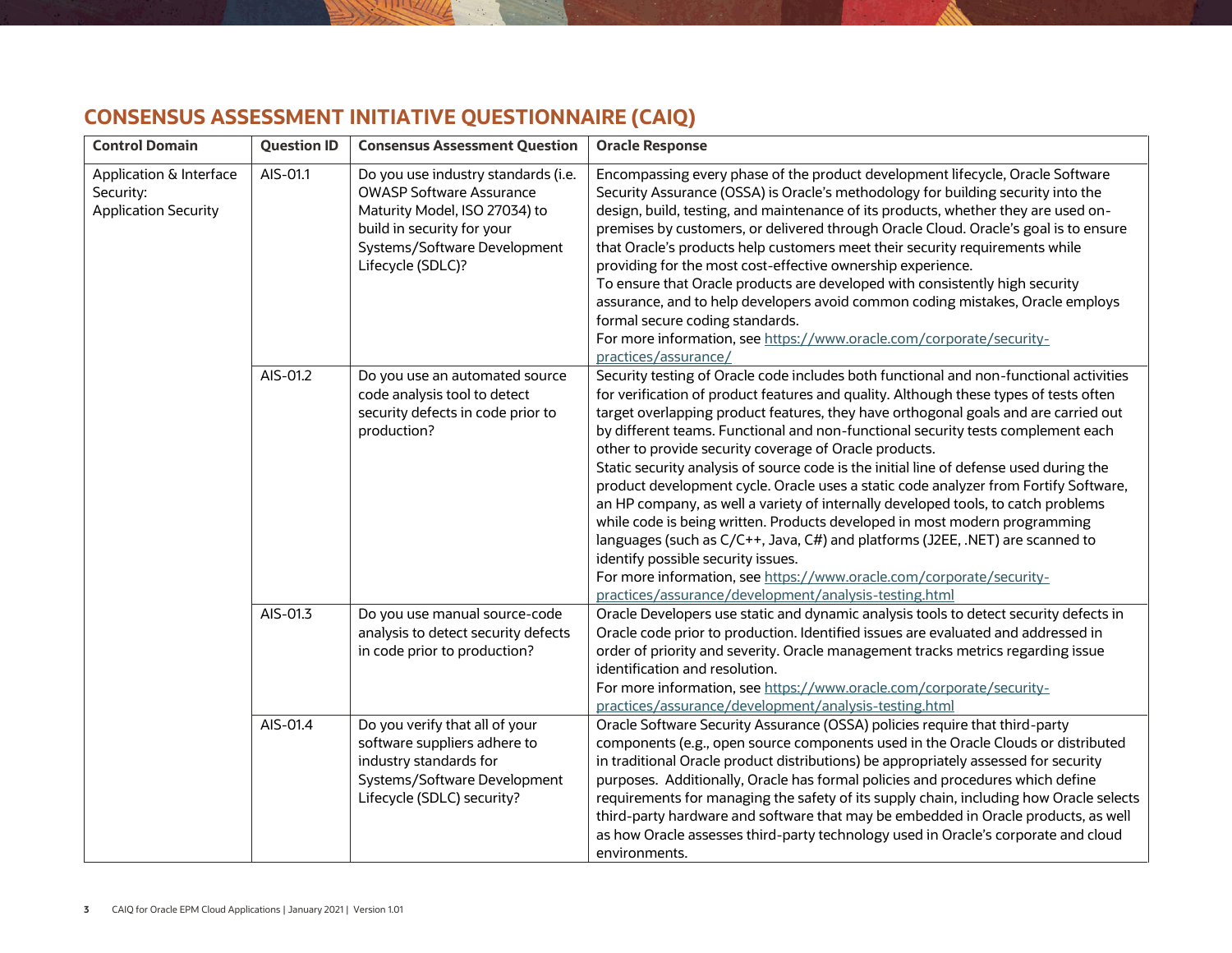## CONSENSUS ASSESSMENT INITIATIVE QUESTIONNAIRE (CAIQ)

| Control Domain | Question ID | Consensus Assessment Question | Oracle Response |
|---|---|---|---|
| Application & Interface Security: Application Security | AIS-01.1 | Do you use industry standards (i.e. OWASP Software Assurance Maturity Model, ISO 27034) to build in security for your Systems/Software Development Lifecycle (SDLC)? | Encompassing every phase of the product development lifecycle, Oracle Software Security Assurance (OSSA) is Oracle's methodology for building security into the design, build, testing, and maintenance of its products, whether they are used on-premises by customers, or delivered through Oracle Cloud. Oracle's goal is to ensure that Oracle's products help customers meet their security requirements while providing for the most cost-effective ownership experience.<br>To ensure that Oracle products are developed with consistently high security assurance, and to help developers avoid common coding mistakes, Oracle employs formal secure coding standards.<br>For more information, see https://www.oracle.com/corporate/security-practices/assurance/ |
| | AIS-01.2 | Do you use an automated source code analysis tool to detect security defects in code prior to production? | Security testing of Oracle code includes both functional and non-functional activities for verification of product features and quality. Although these types of tests often target overlapping product features, they have orthogonal goals and are carried out by different teams. Functional and non-functional security tests complement each other to provide security coverage of Oracle products.<br>Static security analysis of source code is the initial line of defense used during the product development cycle. Oracle uses a static code analyzer from Fortify Software, an HP company, as well a variety of internally developed tools, to catch problems while code is being written. Products developed in most modern programming languages (such as C/C++, Java, C#) and platforms (J2EE, .NET) are scanned to identify possible security issues.<br>For more information, see https://www.oracle.com/corporate/security-practices/assurance/development/analysis-testing.html |
| | AIS-01.3 | Do you use manual source-code analysis to detect security defects in code prior to production? | Oracle Developers use static and dynamic analysis tools to detect security defects in Oracle code prior to production. Identified issues are evaluated and addressed in order of priority and severity. Oracle management tracks metrics regarding issue identification and resolution.<br>For more information, see https://www.oracle.com/corporate/security-practices/assurance/development/analysis-testing.html |
| | AIS-01.4 | Do you verify that all of your software suppliers adhere to industry standards for Systems/Software Development Lifecycle (SDLC) security? | Oracle Software Security Assurance (OSSA) policies require that third-party components (e.g., open source components used in the Oracle Clouds or distributed in traditional Oracle product distributions) be appropriately assessed for security purposes. Additionally, Oracle has formal policies and procedures which define requirements for managing the safety of its supply chain, including how Oracle selects third-party hardware and software that may be embedded in Oracle products, as well as how Oracle assesses third-party technology used in Oracle's corporate and cloud environments. |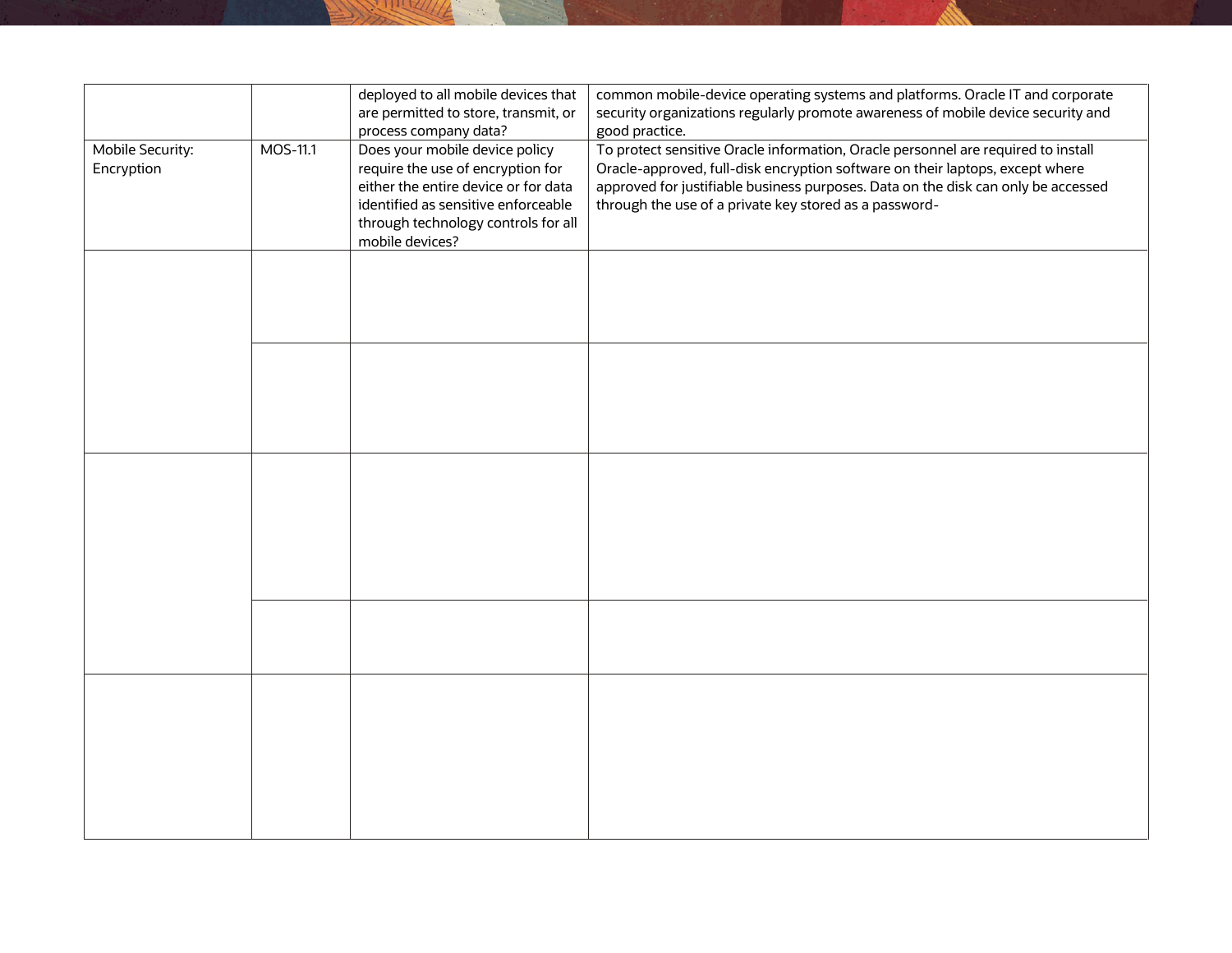| | | | |
|---|---|---|---|
| | | deployed to all mobile devices that are permitted to store, transmit, or process company data? | common mobile-device operating systems and platforms. Oracle IT and corporate security organizations regularly promote awareness of mobile device security and good practice. |
| Mobile Security: Encryption | MOS-11.1 | Does your mobile device policy require the use of encryption for either the entire device or for data identified as sensitive enforceable through technology controls for all mobile devices? | To protect sensitive Oracle information, Oracle personnel are required to install Oracle-approved, full-disk encryption software on their laptops, except where approved for justifiable business purposes. Data on the disk can only be accessed through the use of a private key stored as a password- |
| | | | |
| | | | |
| | | | |
| | | | |
| | | | |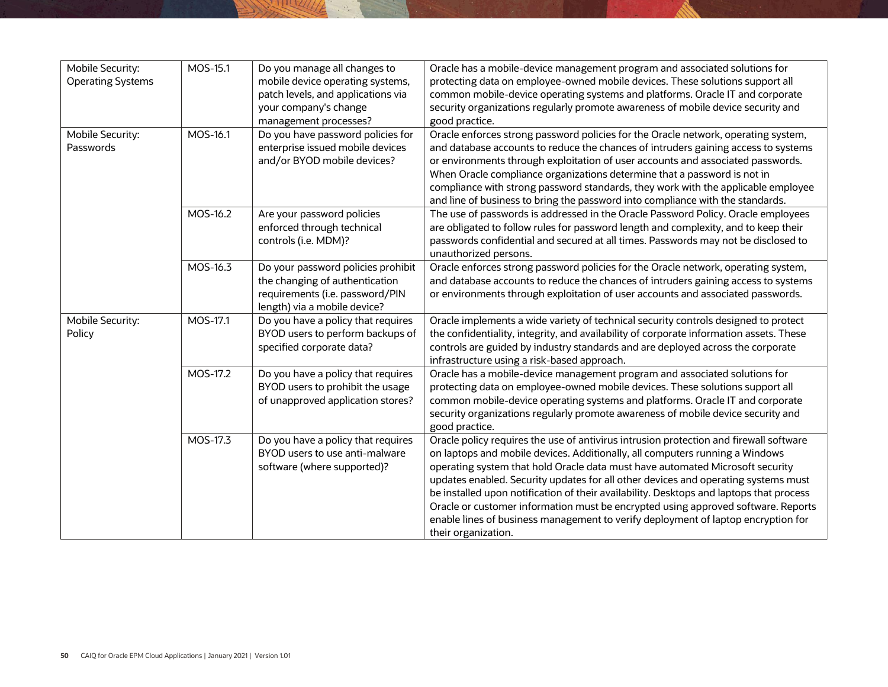| | | | |
|---|---|---|---|
| Mobile Security: Operating Systems | MOS-15.1 | Do you manage all changes to mobile device operating systems, patch levels, and applications via your company's change management processes? | Oracle has a mobile-device management program and associated solutions for protecting data on employee-owned mobile devices. These solutions support all common mobile-device operating systems and platforms. Oracle IT and corporate security organizations regularly promote awareness of mobile device security and good practice. |
| Mobile Security: Passwords | MOS-16.1 | Do you have password policies for enterprise issued mobile devices and/or BYOD mobile devices? | Oracle enforces strong password policies for the Oracle network, operating system, and database accounts to reduce the chances of intruders gaining access to systems or environments through exploitation of user accounts and associated passwords. When Oracle compliance organizations determine that a password is not in compliance with strong password standards, they work with the applicable employee and line of business to bring the password into compliance with the standards. |
| | MOS-16.2 | Are your password policies enforced through technical controls (i.e. MDM)? | The use of passwords is addressed in the Oracle Password Policy. Oracle employees are obligated to follow rules for password length and complexity, and to keep their passwords confidential and secured at all times. Passwords may not be disclosed to unauthorized persons. |
| | MOS-16.3 | Do your password policies prohibit the changing of authentication requirements (i.e. password/PIN length) via a mobile device? | Oracle enforces strong password policies for the Oracle network, operating system, and database accounts to reduce the chances of intruders gaining access to systems or environments through exploitation of user accounts and associated passwords. |
| Mobile Security: Policy | MOS-17.1 | Do you have a policy that requires BYOD users to perform backups of specified corporate data? | Oracle implements a wide variety of technical security controls designed to protect the confidentiality, integrity, and availability of corporate information assets. These controls are guided by industry standards and are deployed across the corporate infrastructure using a risk-based approach. |
| | MOS-17.2 | Do you have a policy that requires BYOD users to prohibit the usage of unapproved application stores? | Oracle has a mobile-device management program and associated solutions for protecting data on employee-owned mobile devices. These solutions support all common mobile-device operating systems and platforms. Oracle IT and corporate security organizations regularly promote awareness of mobile device security and good practice. |
| | MOS-17.3 | Do you have a policy that requires BYOD users to use anti-malware software (where supported)? | Oracle policy requires the use of antivirus intrusion protection and firewall software on laptops and mobile devices. Additionally, all computers running a Windows operating system that hold Oracle data must have automated Microsoft security updates enabled. Security updates for all other devices and operating systems must be installed upon notification of their availability. Desktops and laptops that process Oracle or customer information must be encrypted using approved software. Reports enable lines of business management to verify deployment of laptop encryption for their organization. |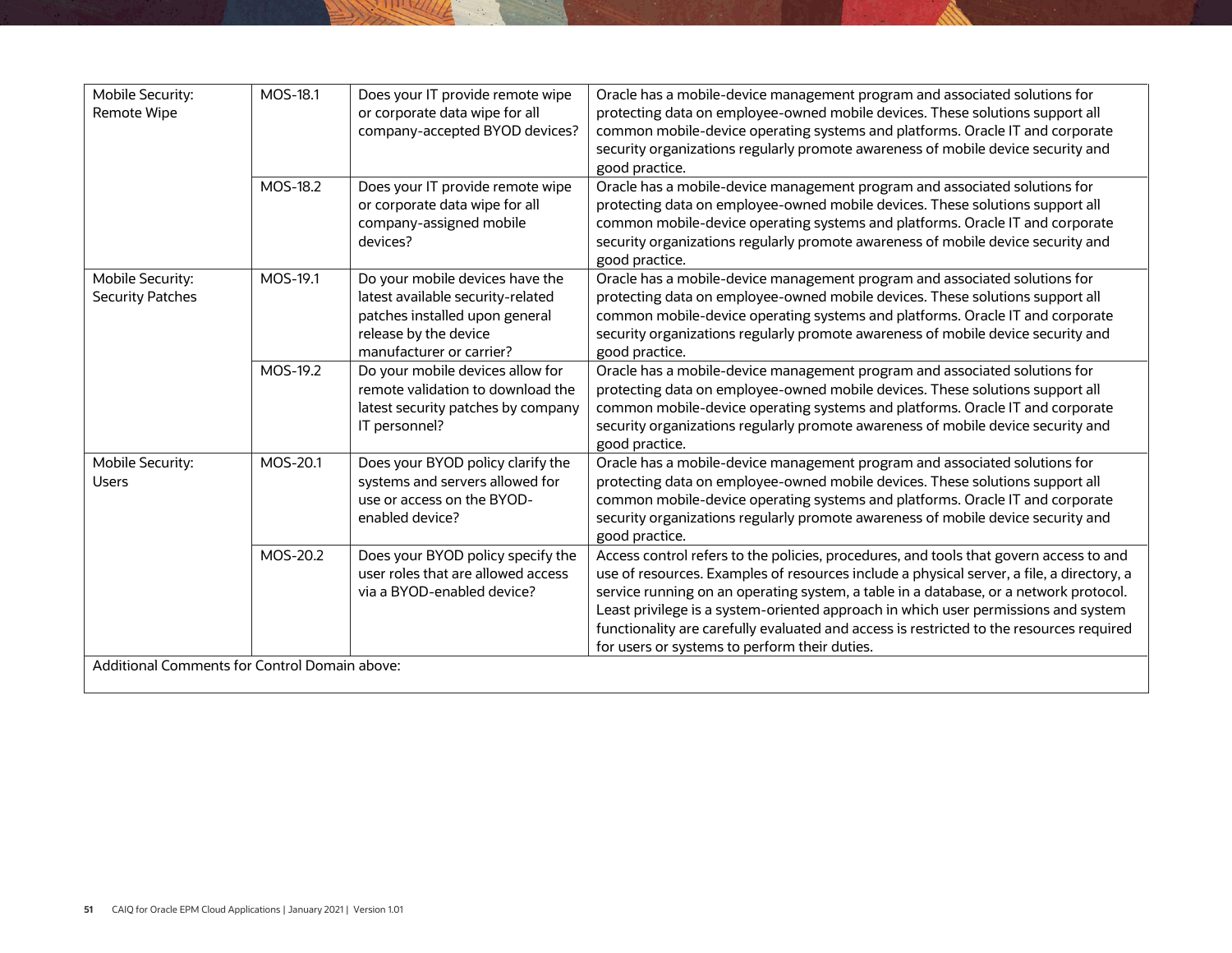| | | | |
|---|---|---|---|
| Mobile Security: Remote Wipe | MOS-18.1 | Does your IT provide remote wipe or corporate data wipe for all company-accepted BYOD devices? | Oracle has a mobile-device management program and associated solutions for protecting data on employee-owned mobile devices. These solutions support all common mobile-device operating systems and platforms. Oracle IT and corporate security organizations regularly promote awareness of mobile device security and good practice. |
| | MOS-18.2 | Does your IT provide remote wipe or corporate data wipe for all company-assigned mobile devices? | Oracle has a mobile-device management program and associated solutions for protecting data on employee-owned mobile devices. These solutions support all common mobile-device operating systems and platforms. Oracle IT and corporate security organizations regularly promote awareness of mobile device security and good practice. |
| Mobile Security: Security Patches | MOS-19.1 | Do your mobile devices have the latest available security-related patches installed upon general release by the device manufacturer or carrier? | Oracle has a mobile-device management program and associated solutions for protecting data on employee-owned mobile devices. These solutions support all common mobile-device operating systems and platforms. Oracle IT and corporate security organizations regularly promote awareness of mobile device security and good practice. |
| | MOS-19.2 | Do your mobile devices allow for remote validation to download the latest security patches by company IT personnel? | Oracle has a mobile-device management program and associated solutions for protecting data on employee-owned mobile devices. These solutions support all common mobile-device operating systems and platforms. Oracle IT and corporate security organizations regularly promote awareness of mobile device security and good practice. |
| Mobile Security: Users | MOS-20.1 | Does your BYOD policy clarify the systems and servers allowed for use or access on the BYOD-enabled device? | Oracle has a mobile-device management program and associated solutions for protecting data on employee-owned mobile devices. These solutions support all common mobile-device operating systems and platforms. Oracle IT and corporate security organizations regularly promote awareness of mobile device security and good practice. |
| | MOS-20.2 | Does your BYOD policy specify the user roles that are allowed access via a BYOD-enabled device? | Access control refers to the policies, procedures, and tools that govern access to and use of resources. Examples of resources include a physical server, a file, a directory, a service running on an operating system, a table in a database, or a network protocol. Least privilege is a system-oriented approach in which user permissions and system functionality are carefully evaluated and access is restricted to the resources required for users or systems to perform their duties. |
| Additional Comments for Control Domain above: | | | |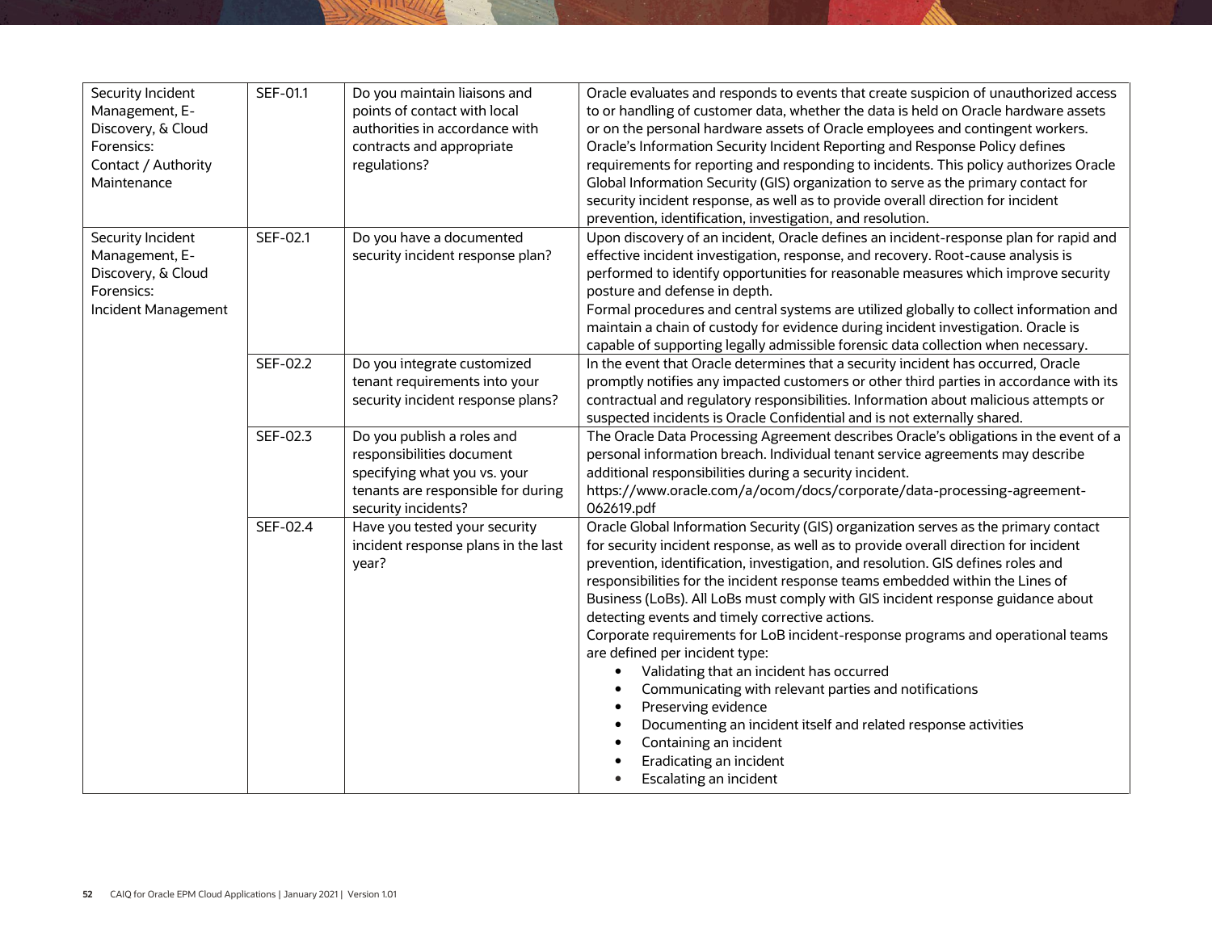| | | | |
|---|---|---|---|
| Security Incident Management, E-Discovery, & Cloud Forensics: Contact / Authority Maintenance | SEF-01.1 | Do you maintain liaisons and points of contact with local authorities in accordance with contracts and appropriate regulations? | Oracle evaluates and responds to events that create suspicion of unauthorized access to or handling of customer data, whether the data is held on Oracle hardware assets or on the personal hardware assets of Oracle employees and contingent workers. Oracle's Information Security Incident Reporting and Response Policy defines requirements for reporting and responding to incidents. This policy authorizes Oracle Global Information Security (GIS) organization to serve as the primary contact for security incident response, as well as to provide overall direction for incident prevention, identification, investigation, and resolution. |
| Security Incident Management, E-Discovery, & Cloud Forensics: Incident Management | SEF-02.1 | Do you have a documented security incident response plan? | Upon discovery of an incident, Oracle defines an incident-response plan for rapid and effective incident investigation, response, and recovery. Root-cause analysis is performed to identify opportunities for reasonable measures which improve security posture and defense in depth.<br>Formal procedures and central systems are utilized globally to collect information and maintain a chain of custody for evidence during incident investigation. Oracle is capable of supporting legally admissible forensic data collection when necessary. |
| | SEF-02.2 | Do you integrate customized tenant requirements into your security incident response plans? | In the event that Oracle determines that a security incident has occurred, Oracle promptly notifies any impacted customers or other third parties in accordance with its contractual and regulatory responsibilities. Information about malicious attempts or suspected incidents is Oracle Confidential and is not externally shared. |
| | SEF-02.3 | Do you publish a roles and responsibilities document specifying what you vs. your tenants are responsible for during security incidents? | The Oracle Data Processing Agreement describes Oracle's obligations in the event of a personal information breach. Individual tenant service agreements may describe additional responsibilities during a security incident.<br>https://www.oracle.com/a/ocom/docs/corporate/data-processing-agreement-062619.pdf |
| | SEF-02.4 | Have you tested your security incident response plans in the last year? | Oracle Global Information Security (GIS) organization serves as the primary contact for security incident response, as well as to provide overall direction for incident prevention, identification, investigation, and resolution. GIS defines roles and responsibilities for the incident response teams embedded within the Lines of Business (LoBs). All LoBs must comply with GIS incident response guidance about detecting events and timely corrective actions.<br>Corporate requirements for LoB incident-response programs and operational teams are defined per incident type:<br>• Validating that an incident has occurred<br>• Communicating with relevant parties and notifications<br>• Preserving evidence<br>• Documenting an incident itself and related response activities<br>• Containing an incident<br>• Eradicating an incident<br>• Escalating an incident |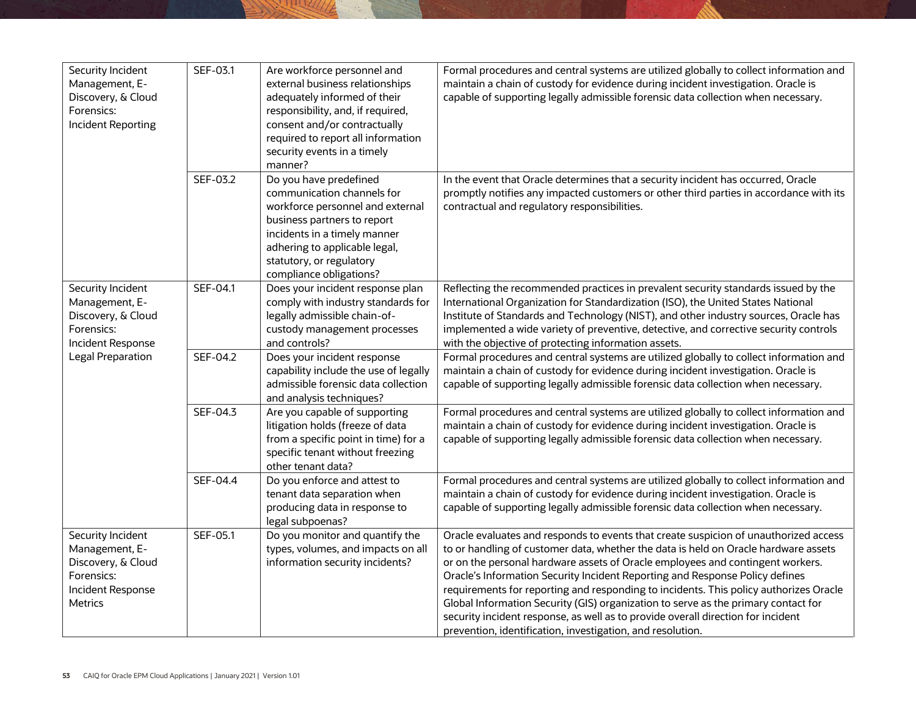| | | | |
|---|---|---|---|
| Security Incident Management, E-Discovery, & Cloud Forensics: Incident Reporting | SEF-03.1 | Are workforce personnel and external business relationships adequately informed of their responsibility, and, if required, consent and/or contractually required to report all information security events in a timely manner? | Formal procedures and central systems are utilized globally to collect information and maintain a chain of custody for evidence during incident investigation. Oracle is capable of supporting legally admissible forensic data collection when necessary. |
| | SEF-03.2 | Do you have predefined communication channels for workforce personnel and external business partners to report incidents in a timely manner adhering to applicable legal, statutory, or regulatory compliance obligations? | In the event that Oracle determines that a security incident has occurred, Oracle promptly notifies any impacted customers or other third parties in accordance with its contractual and regulatory responsibilities. |
| Security Incident Management, E-Discovery, & Cloud Forensics: Incident Response Legal Preparation | SEF-04.1 | Does your incident response plan comply with industry standards for legally admissible chain-of-custody management processes and controls? | Reflecting the recommended practices in prevalent security standards issued by the International Organization for Standardization (ISO), the United States National Institute of Standards and Technology (NIST), and other industry sources, Oracle has implemented a wide variety of preventive, detective, and corrective security controls with the objective of protecting information assets. |
| | SEF-04.2 | Does your incident response capability include the use of legally admissible forensic data collection and analysis techniques? | Formal procedures and central systems are utilized globally to collect information and maintain a chain of custody for evidence during incident investigation. Oracle is capable of supporting legally admissible forensic data collection when necessary. |
| | SEF-04.3 | Are you capable of supporting litigation holds (freeze of data from a specific point in time) for a specific tenant without freezing other tenant data? | Formal procedures and central systems are utilized globally to collect information and maintain a chain of custody for evidence during incident investigation. Oracle is capable of supporting legally admissible forensic data collection when necessary. |
| | SEF-04.4 | Do you enforce and attest to tenant data separation when producing data in response to legal subpoenas? | Formal procedures and central systems are utilized globally to collect information and maintain a chain of custody for evidence during incident investigation. Oracle is capable of supporting legally admissible forensic data collection when necessary. |
| Security Incident Management, E-Discovery, & Cloud Forensics: Incident Response Metrics | SEF-05.1 | Do you monitor and quantify the types, volumes, and impacts on all information security incidents? | Oracle evaluates and responds to events that create suspicion of unauthorized access to or handling of customer data, whether the data is held on Oracle hardware assets or on the personal hardware assets of Oracle employees and contingent workers. Oracle's Information Security Incident Reporting and Response Policy defines requirements for reporting and responding to incidents. This policy authorizes Oracle Global Information Security (GIS) organization to serve as the primary contact for security incident response, as well as to provide overall direction for incident prevention, identification, investigation, and resolution. |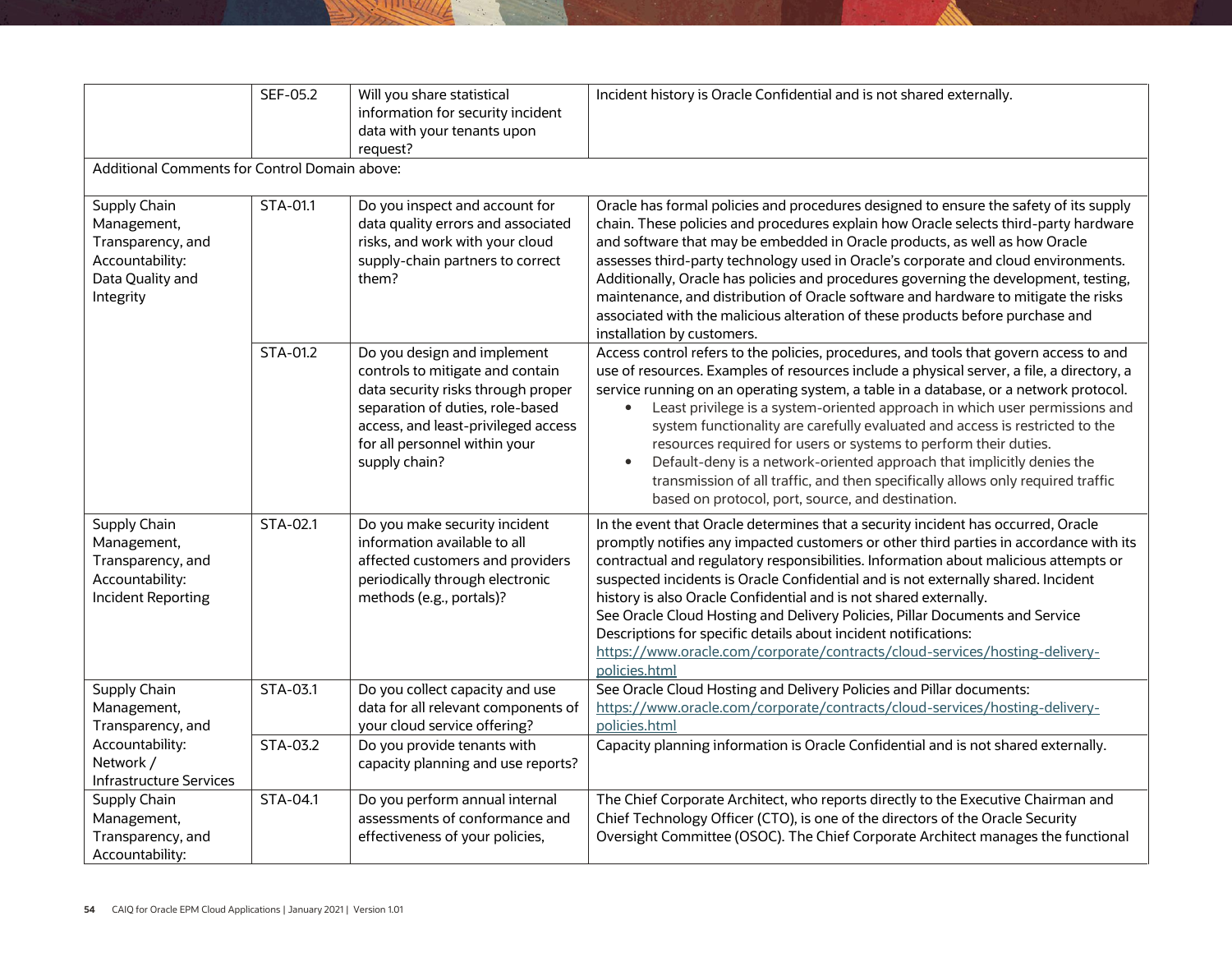| | | | |
|---|---|---|---|
| | SEF-05.2 | Will you share statistical information for security incident data with your tenants upon request? | Incident history is Oracle Confidential and is not shared externally. |
| Additional Comments for Control Domain above: | | | |
| Supply Chain Management, Transparency, and Accountability: Data Quality and Integrity | STA-01.1 | Do you inspect and account for data quality errors and associated risks, and work with your cloud supply-chain partners to correct them? | Oracle has formal policies and procedures designed to ensure the safety of its supply chain. These policies and procedures explain how Oracle selects third-party hardware and software that may be embedded in Oracle products, as well as how Oracle assesses third-party technology used in Oracle's corporate and cloud environments. Additionally, Oracle has policies and procedures governing the development, testing, maintenance, and distribution of Oracle software and hardware to mitigate the risks associated with the malicious alteration of these products before purchase and installation by customers. |
| | STA-01.2 | Do you design and implement controls to mitigate and contain data security risks through proper separation of duties, role-based access, and least-privileged access for all personnel within your supply chain? | Access control refers to the policies, procedures, and tools that govern access to and use of resources. Examples of resources include a physical server, a file, a directory, a service running on an operating system, a table in a database, or a network protocol.<br>• Least privilege is a system-oriented approach in which user permissions and system functionality are carefully evaluated and access is restricted to the resources required for users or systems to perform their duties.<br>• Default-deny is a network-oriented approach that implicitly denies the transmission of all traffic, and then specifically allows only required traffic based on protocol, port, source, and destination. |
| Supply Chain Management, Transparency, and Accountability: Incident Reporting | STA-02.1 | Do you make security incident information available to all affected customers and providers periodically through electronic methods (e.g., portals)? | In the event that Oracle determines that a security incident has occurred, Oracle promptly notifies any impacted customers or other third parties in accordance with its contractual and regulatory responsibilities. Information about malicious attempts or suspected incidents is Oracle Confidential and is not externally shared. Incident history is also Oracle Confidential and is not shared externally.<br>See Oracle Cloud Hosting and Delivery Policies, Pillar Documents and Service Descriptions for specific details about incident notifications: https://www.oracle.com/corporate/contracts/cloud-services/hosting-delivery-policies.html |
| Supply Chain Management, Transparency, and Accountability: Network / Infrastructure Services | STA-03.1 | Do you collect capacity and use data for all relevant components of your cloud service offering? | See Oracle Cloud Hosting and Delivery Policies and Pillar documents: https://www.oracle.com/corporate/contracts/cloud-services/hosting-delivery-policies.html |
| | STA-03.2 | Do you provide tenants with capacity planning and use reports? | Capacity planning information is Oracle Confidential and is not shared externally. |
| Supply Chain Management, Transparency, and Accountability: | STA-04.1 | Do you perform annual internal assessments of conformance and effectiveness of your policies, | The Chief Corporate Architect, who reports directly to the Executive Chairman and Chief Technology Officer (CTO), is one of the directors of the Oracle Security Oversight Committee (OSOC). The Chief Corporate Architect manages the functional |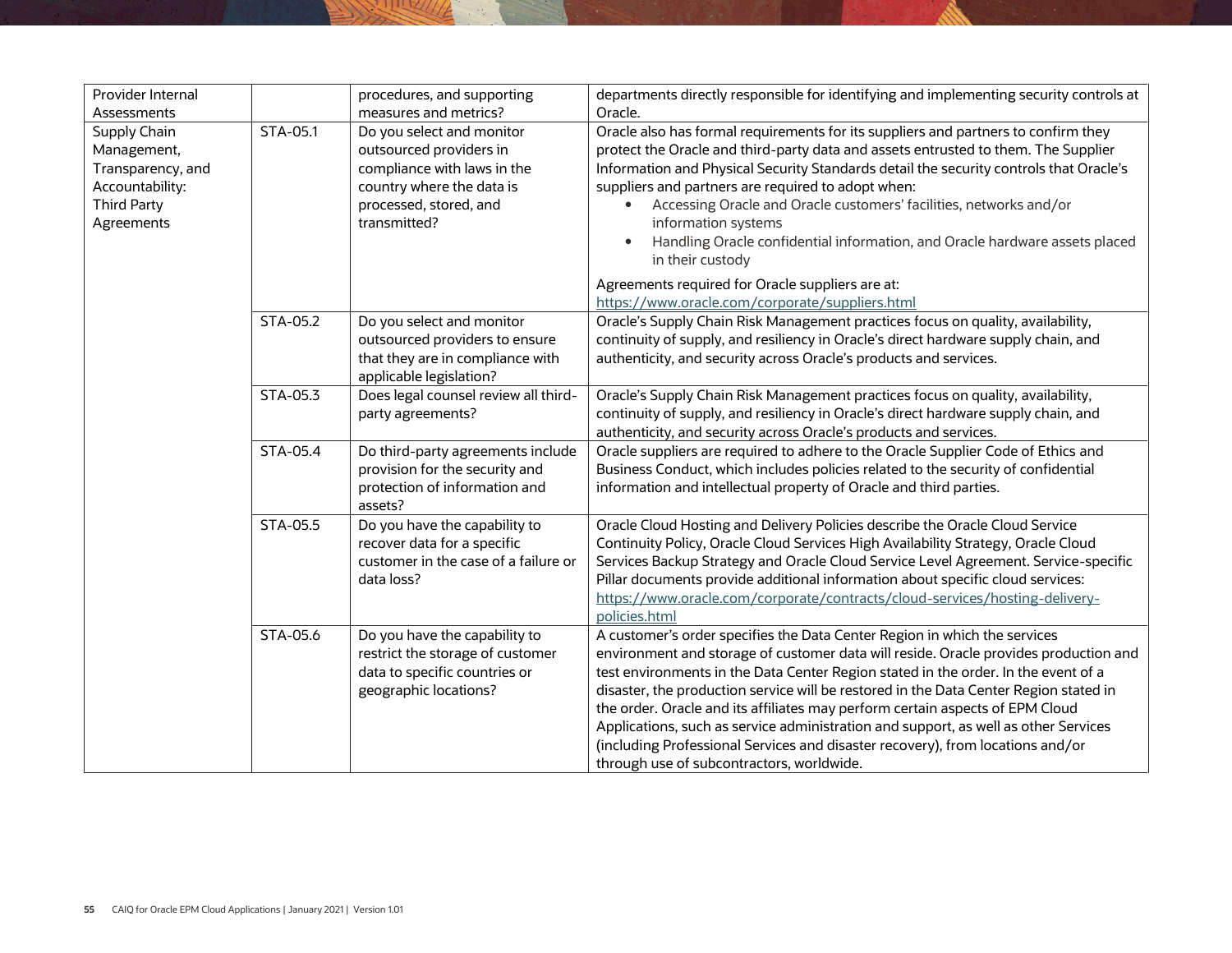| Provider Internal Assessments | | procedures, and supporting measures and metrics? | departments directly responsible for identifying and implementing security controls at Oracle. |
|---|---|---|---|
| Supply Chain Management, Transparency, and Accountability: Third Party Agreements | STA-05.1 | Do you select and monitor outsourced providers in compliance with laws in the country where the data is processed, stored, and transmitted? | Oracle also has formal requirements for its suppliers and partners to confirm they protect the Oracle and third-party data and assets entrusted to them. The Supplier Information and Physical Security Standards detail the security controls that Oracle's suppliers and partners are required to adopt when:<br>• Accessing Oracle and Oracle customers' facilities, networks and/or information systems<br>• Handling Oracle confidential information, and Oracle hardware assets placed in their custody<br><br>Agreements required for Oracle suppliers are at: https://www.oracle.com/corporate/suppliers.html |
| | STA-05.2 | Do you select and monitor outsourced providers to ensure that they are in compliance with applicable legislation? | Oracle's Supply Chain Risk Management practices focus on quality, availability, continuity of supply, and resiliency in Oracle's direct hardware supply chain, and authenticity, and security across Oracle's products and services. |
| | STA-05.3 | Does legal counsel review all third-party agreements? | Oracle's Supply Chain Risk Management practices focus on quality, availability, continuity of supply, and resiliency in Oracle's direct hardware supply chain, and authenticity, and security across Oracle's products and services. |
| | STA-05.4 | Do third-party agreements include provision for the security and protection of information and assets? | Oracle suppliers are required to adhere to the Oracle Supplier Code of Ethics and Business Conduct, which includes policies related to the security of confidential information and intellectual property of Oracle and third parties. |
| | STA-05.5 | Do you have the capability to recover data for a specific customer in the case of a failure or data loss? | Oracle Cloud Hosting and Delivery Policies describe the Oracle Cloud Service Continuity Policy, Oracle Cloud Services High Availability Strategy, Oracle Cloud Services Backup Strategy and Oracle Cloud Service Level Agreement. Service-specific Pillar documents provide additional information about specific cloud services: https://www.oracle.com/corporate/contracts/cloud-services/hosting-delivery-policies.html |
| | STA-05.6 | Do you have the capability to restrict the storage of customer data to specific countries or geographic locations? | A customer's order specifies the Data Center Region in which the services environment and storage of customer data will reside. Oracle provides production and test environments in the Data Center Region stated in the order. In the event of a disaster, the production service will be restored in the Data Center Region stated in the order. Oracle and its affiliates may perform certain aspects of EPM Cloud Applications, such as service administration and support, as well as other Services (including Professional Services and disaster recovery), from locations and/or through use of subcontractors, worldwide. |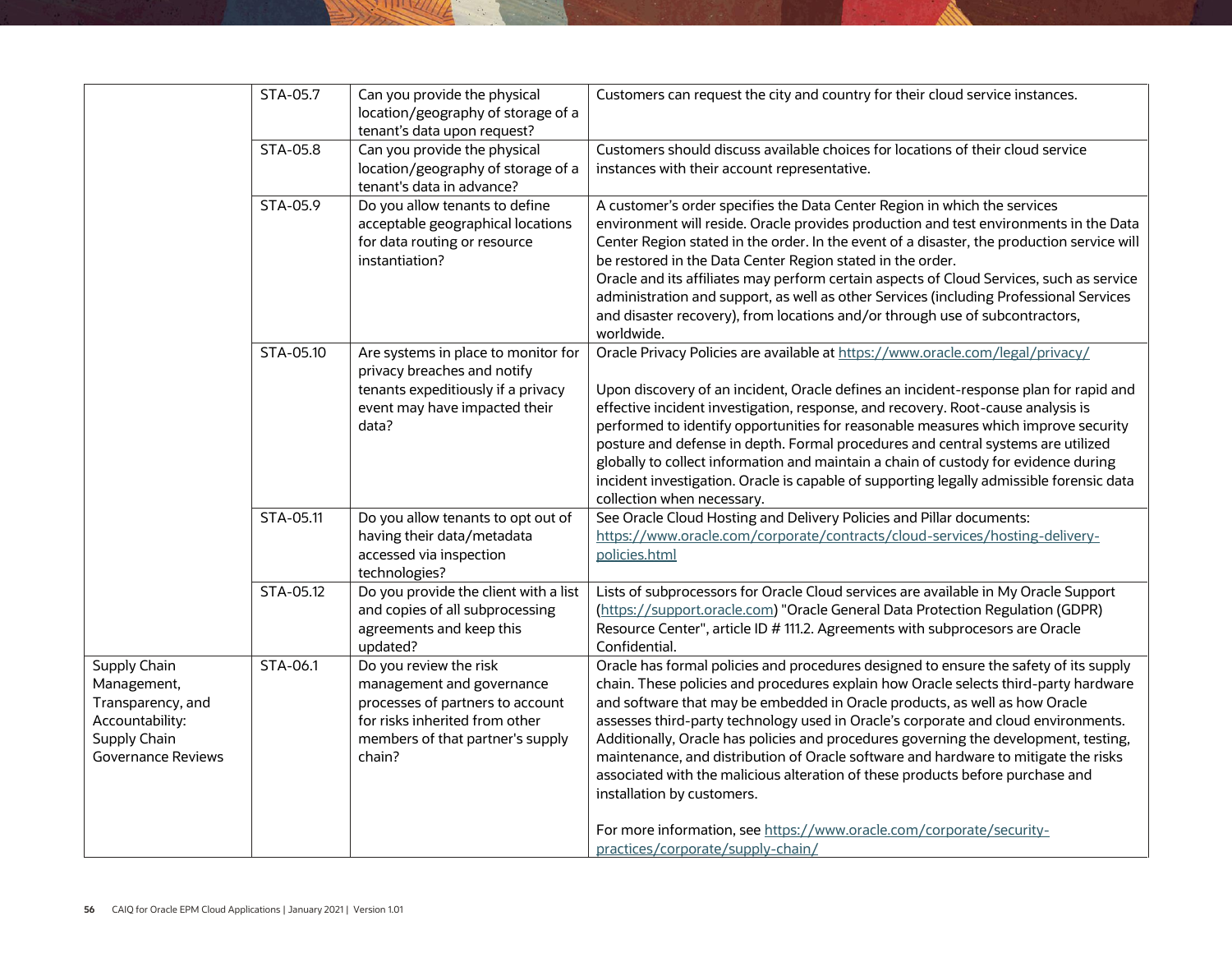| | | | |
|---|---|---|---|
| | STA-05.7 | Can you provide the physical location/geography of storage of a tenant's data upon request? | Customers can request the city and country for their cloud service instances. |
| | STA-05.8 | Can you provide the physical location/geography of storage of a tenant's data in advance? | Customers should discuss available choices for locations of their cloud service instances with their account representative. |
| | STA-05.9 | Do you allow tenants to define acceptable geographical locations for data routing or resource instantiation? | A customer's order specifies the Data Center Region in which the services environment will reside. Oracle provides production and test environments in the Data Center Region stated in the order. In the event of a disaster, the production service will be restored in the Data Center Region stated in the order.<br>Oracle and its affiliates may perform certain aspects of Cloud Services, such as service administration and support, as well as other Services (including Professional Services and disaster recovery), from locations and/or through use of subcontractors, worldwide. |
| | STA-05.10 | Are systems in place to monitor for privacy breaches and notify tenants expeditiously if a privacy event may have impacted their data? | Oracle Privacy Policies are available at https://www.oracle.com/legal/privacy/<br><br>Upon discovery of an incident, Oracle defines an incident-response plan for rapid and effective incident investigation, response, and recovery. Root-cause analysis is performed to identify opportunities for reasonable measures which improve security posture and defense in depth. Formal procedures and central systems are utilized globally to collect information and maintain a chain of custody for evidence during incident investigation. Oracle is capable of supporting legally admissible forensic data collection when necessary. |
| | STA-05.11 | Do you allow tenants to opt out of having their data/metadata accessed via inspection technologies? | See Oracle Cloud Hosting and Delivery Policies and Pillar documents: https://www.oracle.com/corporate/contracts/cloud-services/hosting-delivery-policies.html |
| | STA-05.12 | Do you provide the client with a list and copies of all subprocessing agreements and keep this updated? | Lists of subprocessors for Oracle Cloud services are available in My Oracle Support (https://support.oracle.com) "Oracle General Data Protection Regulation (GDPR) Resource Center", article ID # 111.2. Agreements with subprocesors are Oracle Confidential. |
| Supply Chain Management, Transparency, and Accountability: Supply Chain Governance Reviews | STA-06.1 | Do you review the risk management and governance processes of partners to account for risks inherited from other members of that partner's supply chain? | Oracle has formal policies and procedures designed to ensure the safety of its supply chain. These policies and procedures explain how Oracle selects third-party hardware and software that may be embedded in Oracle products, as well as how Oracle assesses third-party technology used in Oracle's corporate and cloud environments. Additionally, Oracle has policies and procedures governing the development, testing, maintenance, and distribution of Oracle software and hardware to mitigate the risks associated with the malicious alteration of these products before purchase and installation by customers.<br><br>For more information, see https://www.oracle.com/corporate/security-practices/corporate/supply-chain/ |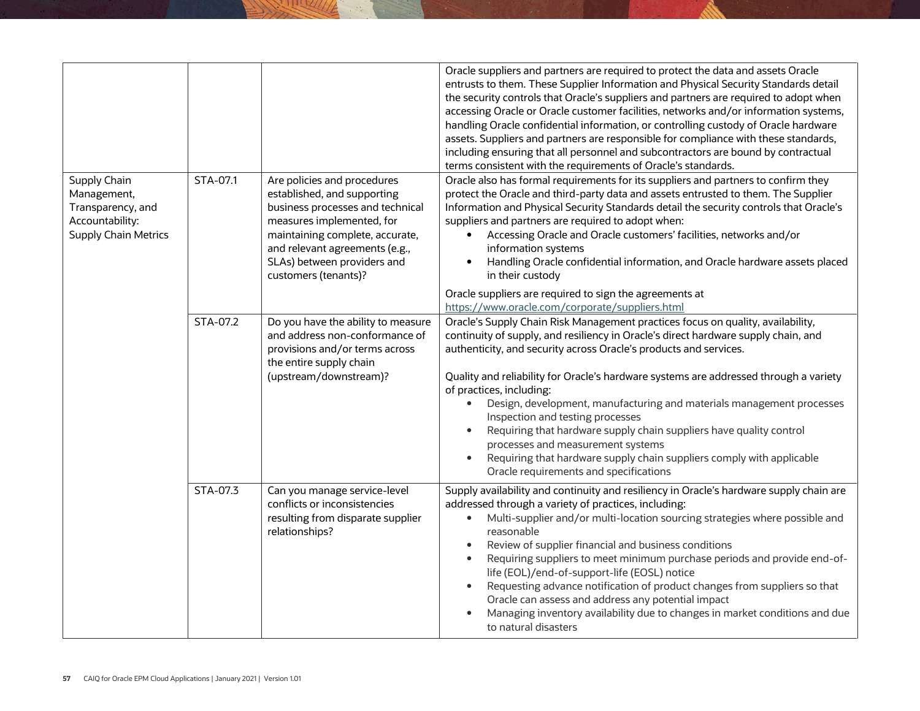| | | | |
|---|---|---|---|
| | | | Oracle suppliers and partners are required to protect the data and assets Oracle entrusts to them. These Supplier Information and Physical Security Standards detail the security controls that Oracle's suppliers and partners are required to adopt when accessing Oracle or Oracle customer facilities, networks and/or information systems, handling Oracle confidential information, or controlling custody of Oracle hardware assets. Suppliers and partners are responsible for compliance with these standards, including ensuring that all personnel and subcontractors are bound by contractual terms consistent with the requirements of Oracle's standards. |
| Supply Chain Management, Transparency, and Accountability: Supply Chain Metrics | STA-07.1 | Are policies and procedures established, and supporting business processes and technical measures implemented, for maintaining complete, accurate, and relevant agreements (e.g., SLAs) between providers and customers (tenants)? | Oracle also has formal requirements for its suppliers and partners to confirm they protect the Oracle and third-party data and assets entrusted to them. The Supplier Information and Physical Security Standards detail the security controls that Oracle's suppliers and partners are required to adopt when:<br>• Accessing Oracle and Oracle customers' facilities, networks and/or information systems<br>• Handling Oracle confidential information, and Oracle hardware assets placed in their custody<br><br>Oracle suppliers are required to sign the agreements at https://www.oracle.com/corporate/suppliers.html |
| | STA-07.2 | Do you have the ability to measure and address non-conformance of provisions and/or terms across the entire supply chain (upstream/downstream)? | Oracle's Supply Chain Risk Management practices focus on quality, availability, continuity of supply, and resiliency in Oracle's direct hardware supply chain, and authenticity, and security across Oracle's products and services.<br><br>Quality and reliability for Oracle's hardware systems are addressed through a variety of practices, including:<br>• Design, development, manufacturing and materials management processes Inspection and testing processes<br>• Requiring that hardware supply chain suppliers have quality control processes and measurement systems<br>• Requiring that hardware supply chain suppliers comply with applicable Oracle requirements and specifications |
| | STA-07.3 | Can you manage service-level conflicts or inconsistencies resulting from disparate supplier relationships? | Supply availability and continuity and resiliency in Oracle's hardware supply chain are addressed through a variety of practices, including:<br>• Multi-supplier and/or multi-location sourcing strategies where possible and reasonable<br>• Review of supplier financial and business conditions<br>• Requiring suppliers to meet minimum purchase periods and provide end-of-life (EOL)/end-of-support-life (EOSL) notice<br>• Requesting advance notification of product changes from suppliers so that Oracle can assess and address any potential impact<br>• Managing inventory availability due to changes in market conditions and due to natural disasters |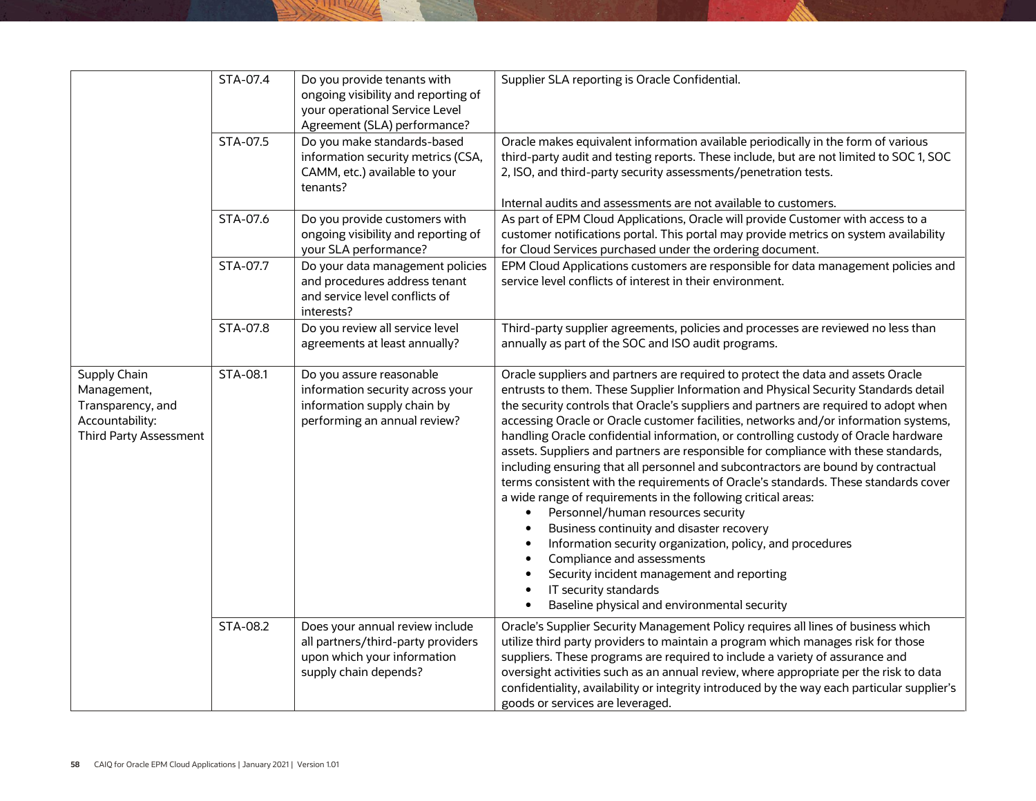| | | | |
|---|---|---|---|
| | STA-07.4 | Do you provide tenants with ongoing visibility and reporting of your operational Service Level Agreement (SLA) performance? | Supplier SLA reporting is Oracle Confidential. |
| | STA-07.5 | Do you make standards-based information security metrics (CSA, CAMM, etc.) available to your tenants? | Oracle makes equivalent information available periodically in the form of various third-party audit and testing reports. These include, but are not limited to SOC 1, SOC 2, ISO, and third-party security assessments/penetration tests.<br><br>Internal audits and assessments are not available to customers. |
| | STA-07.6 | Do you provide customers with ongoing visibility and reporting of your SLA performance? | As part of EPM Cloud Applications, Oracle will provide Customer with access to a customer notifications portal. This portal may provide metrics on system availability for Cloud Services purchased under the ordering document. |
| | STA-07.7 | Do your data management policies and procedures address tenant and service level conflicts of interests? | EPM Cloud Applications customers are responsible for data management policies and service level conflicts of interest in their environment. |
| | STA-07.8 | Do you review all service level agreements at least annually? | Third-party supplier agreements, policies and processes are reviewed no less than annually as part of the SOC and ISO audit programs. |
| Supply Chain Management, Transparency, and Accountability: Third Party Assessment | STA-08.1 | Do you assure reasonable information security across your information supply chain by performing an annual review? | Oracle suppliers and partners are required to protect the data and assets Oracle entrusts to them. These Supplier Information and Physical Security Standards detail the security controls that Oracle's suppliers and partners are required to adopt when accessing Oracle or Oracle customer facilities, networks and/or information systems, handling Oracle confidential information, or controlling custody of Oracle hardware assets. Suppliers and partners are responsible for compliance with these standards, including ensuring that all personnel and subcontractors are bound by contractual terms consistent with the requirements of Oracle's standards. These standards cover a wide range of requirements in the following critical areas:<br>• Personnel/human resources security<br>• Business continuity and disaster recovery<br>• Information security organization, policy, and procedures<br>• Compliance and assessments<br>• Security incident management and reporting<br>• IT security standards<br>• Baseline physical and environmental security |
| | STA-08.2 | Does your annual review include all partners/third-party providers upon which your information supply chain depends? | Oracle's Supplier Security Management Policy requires all lines of business which utilize third party providers to maintain a program which manages risk for those suppliers. These programs are required to include a variety of assurance and oversight activities such as an annual review, where appropriate per the risk to data confidentiality, availability or integrity introduced by the way each particular supplier's goods or services are leveraged. |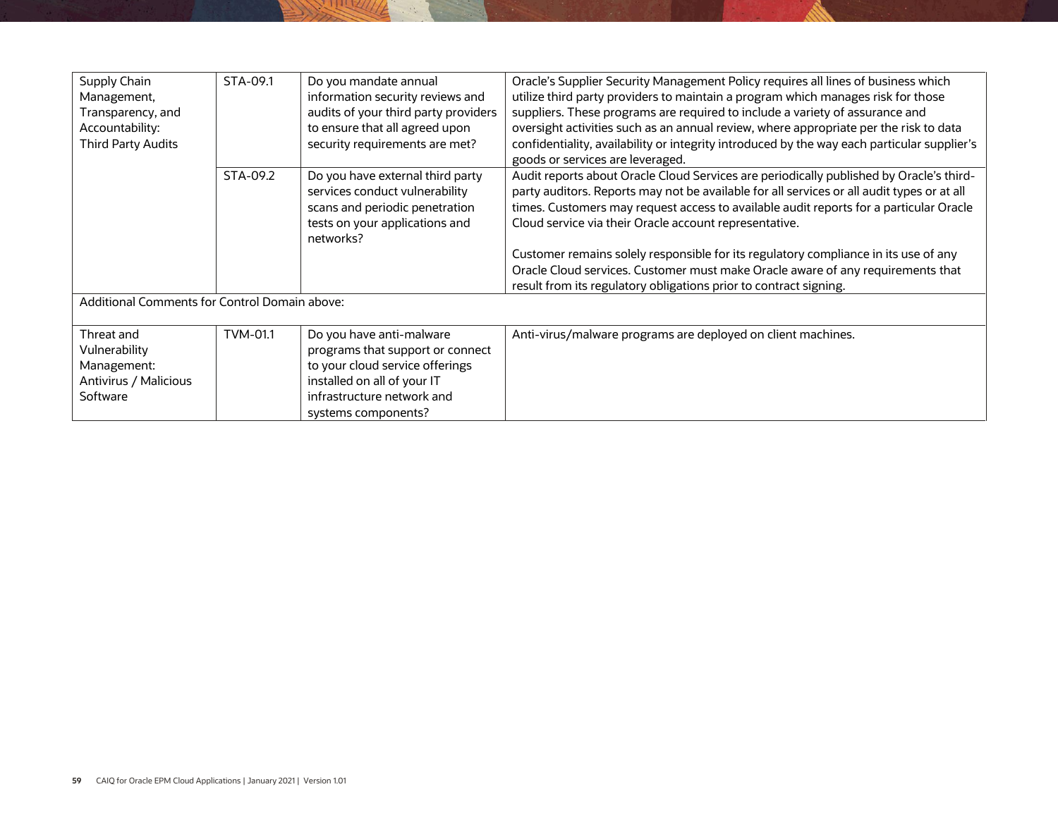| | | | |
|---|---|---|---|
| Supply Chain Management, Transparency, and Accountability: Third Party Audits | STA-09.1 | Do you mandate annual information security reviews and audits of your third party providers to ensure that all agreed upon security requirements are met? | Oracle's Supplier Security Management Policy requires all lines of business which utilize third party providers to maintain a program which manages risk for those suppliers. These programs are required to include a variety of assurance and oversight activities such as an annual review, where appropriate per the risk to data confidentiality, availability or integrity introduced by the way each particular supplier's goods or services are leveraged. |
| | STA-09.2 | Do you have external third party services conduct vulnerability scans and periodic penetration tests on your applications and networks? | Audit reports about Oracle Cloud Services are periodically published by Oracle's third-party auditors. Reports may not be available for all services or all audit types or at all times. Customers may request access to available audit reports for a particular Oracle Cloud service via their Oracle account representative.<br><br>Customer remains solely responsible for its regulatory compliance in its use of any Oracle Cloud services. Customer must make Oracle aware of any requirements that result from its regulatory obligations prior to contract signing. |
| Additional Comments for Control Domain above: | | | |
| Threat and Vulnerability Management: Antivirus / Malicious Software | TVM-01.1 | Do you have anti-malware programs that support or connect to your cloud service offerings installed on all of your IT infrastructure network and systems components? | Anti-virus/malware programs are deployed on client machines. |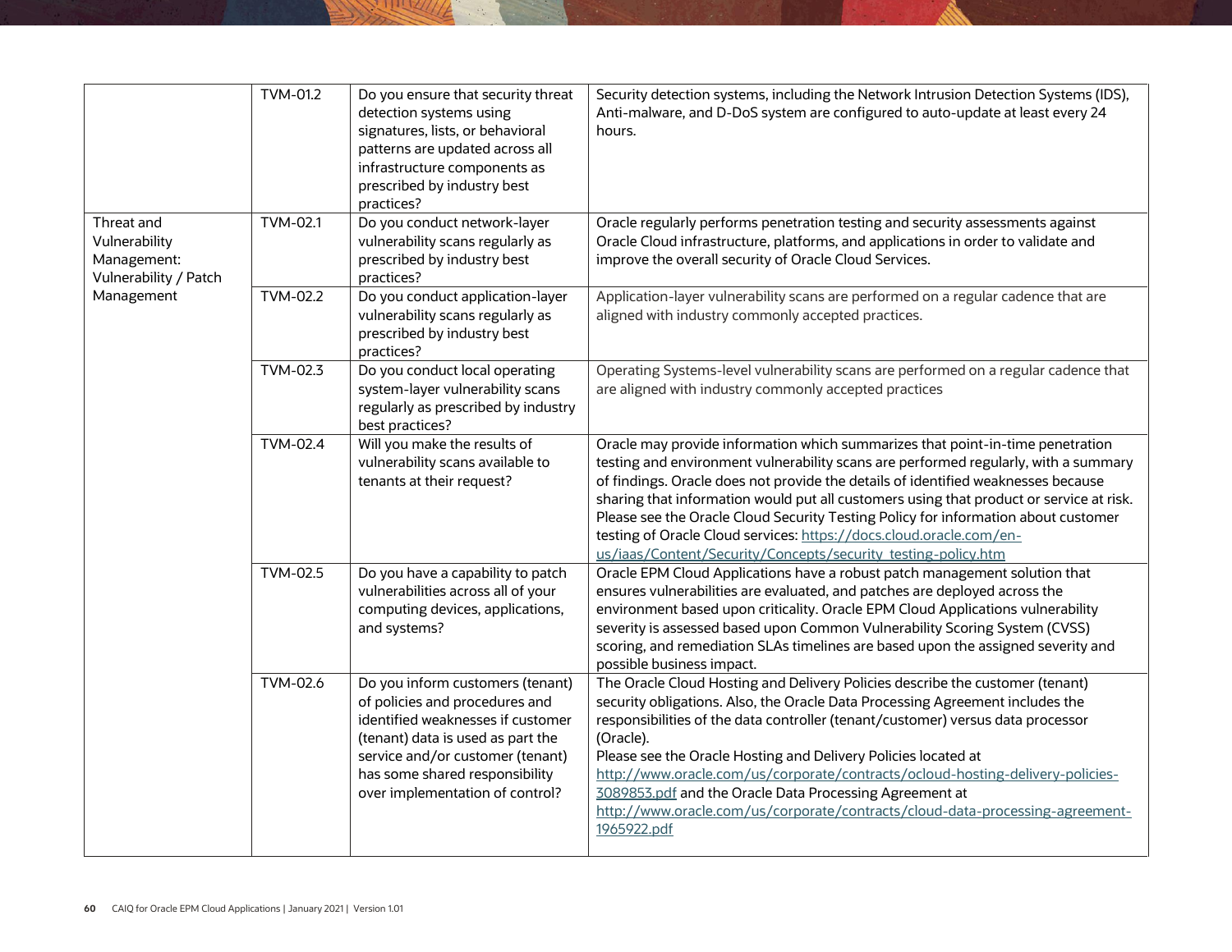| | | | |
|---|---|---|---|
| | TVM-01.2 | Do you ensure that security threat detection systems using signatures, lists, or behavioral patterns are updated across all infrastructure components as prescribed by industry best practices? | Security detection systems, including the Network Intrusion Detection Systems (IDS), Anti-malware, and D-DoS system are configured to auto-update at least every 24 hours. |
| Threat and Vulnerability Management: Vulnerability / Patch Management | TVM-02.1 | Do you conduct network-layer vulnerability scans regularly as prescribed by industry best practices? | Oracle regularly performs penetration testing and security assessments against Oracle Cloud infrastructure, platforms, and applications in order to validate and improve the overall security of Oracle Cloud Services. |
| | TVM-02.2 | Do you conduct application-layer vulnerability scans regularly as prescribed by industry best practices? | Application-layer vulnerability scans are performed on a regular cadence that are aligned with industry commonly accepted practices. |
| | TVM-02.3 | Do you conduct local operating system-layer vulnerability scans regularly as prescribed by industry best practices? | Operating Systems-level vulnerability scans are performed on a regular cadence that are aligned with industry commonly accepted practices |
| | TVM-02.4 | Will you make the results of vulnerability scans available to tenants at their request? | Oracle may provide information which summarizes that point-in-time penetration testing and environment vulnerability scans are performed regularly, with a summary of findings. Oracle does not provide the details of identified weaknesses because sharing that information would put all customers using that product or service at risk. Please see the Oracle Cloud Security Testing Policy for information about customer testing of Oracle Cloud services: https://docs.cloud.oracle.com/en-us/iaas/Content/Security/Concepts/security_testing-policy.htm |
| | TVM-02.5 | Do you have a capability to patch vulnerabilities across all of your computing devices, applications, and systems? | Oracle EPM Cloud Applications have a robust patch management solution that ensures vulnerabilities are evaluated, and patches are deployed across the environment based upon criticality. Oracle EPM Cloud Applications vulnerability severity is assessed based upon Common Vulnerability Scoring System (CVSS) scoring, and remediation SLAs timelines are based upon the assigned severity and possible business impact. |
| | TVM-02.6 | Do you inform customers (tenant) of policies and procedures and identified weaknesses if customer (tenant) data is used as part the service and/or customer (tenant) has some shared responsibility over implementation of control? | The Oracle Cloud Hosting and Delivery Policies describe the customer (tenant) security obligations. Also, the Oracle Data Processing Agreement includes the responsibilities of the data controller (tenant/customer) versus data processor (Oracle).<br>Please see the Oracle Hosting and Delivery Policies located at http://www.oracle.com/us/corporate/contracts/ocloud-hosting-delivery-policies-3089853.pdf and the Oracle Data Processing Agreement at http://www.oracle.com/us/corporate/contracts/cloud-data-processing-agreement-1965922.pdf |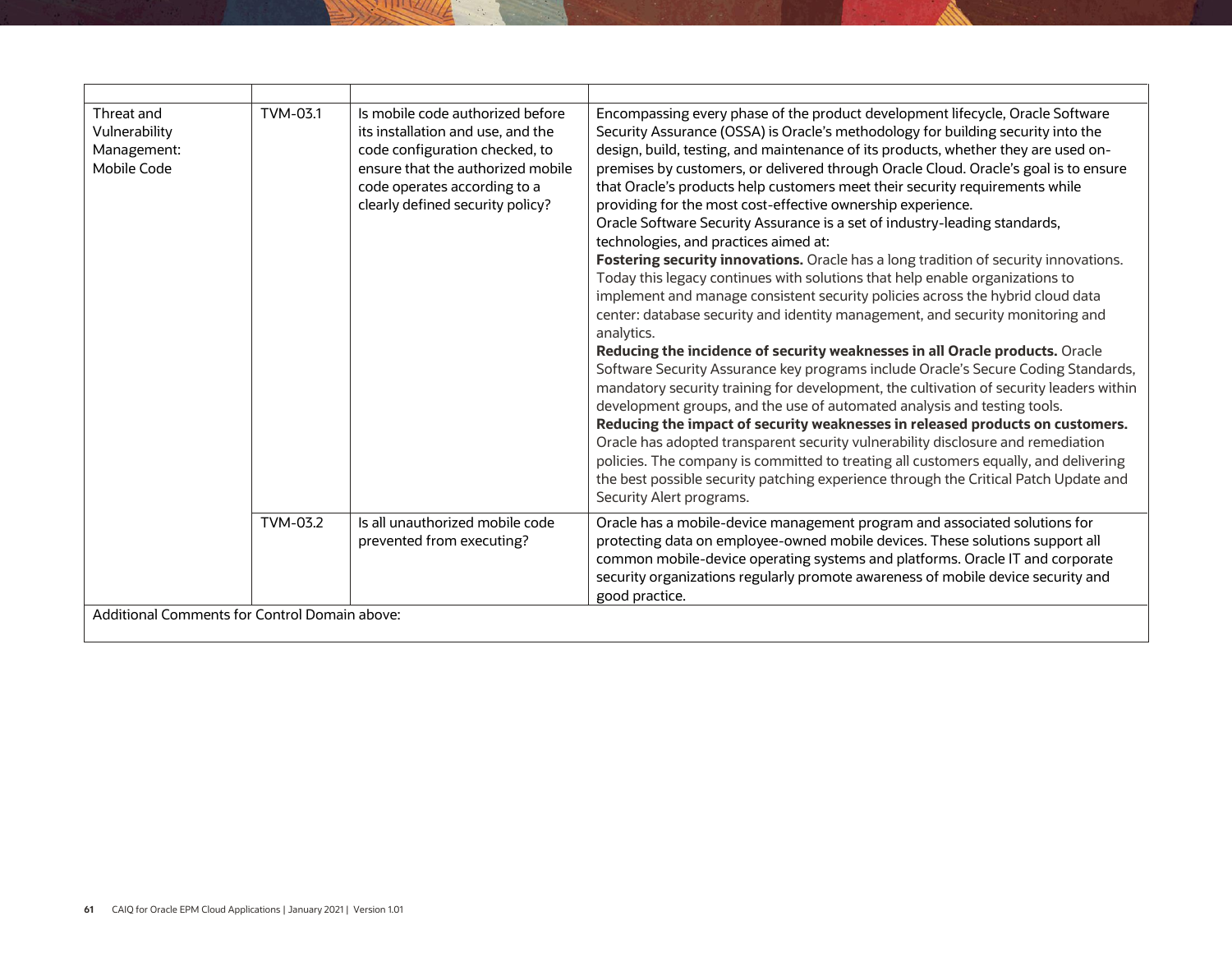| | | | |
|---|---|---|---|
| Threat and Vulnerability Management: Mobile Code | TVM-03.1 | Is mobile code authorized before its installation and use, and the code configuration checked, to ensure that the authorized mobile code operates according to a clearly defined security policy? | Encompassing every phase of the product development lifecycle, Oracle Software Security Assurance (OSSA) is Oracle's methodology for building security into the design, build, testing, and maintenance of its products, whether they are used on-premises by customers, or delivered through Oracle Cloud. Oracle's goal is to ensure that Oracle's products help customers meet their security requirements while providing for the most cost-effective ownership experience.<br>Oracle Software Security Assurance is a set of industry-leading standards, technologies, and practices aimed at:<br>**Fostering security innovations.** Oracle has a long tradition of security innovations. Today this legacy continues with solutions that help enable organizations to implement and manage consistent security policies across the hybrid cloud data center: database security and identity management, and security monitoring and analytics.<br>**Reducing the incidence of security weaknesses in all Oracle products.** Oracle Software Security Assurance key programs include Oracle's Secure Coding Standards, mandatory security training for development, the cultivation of security leaders within development groups, and the use of automated analysis and testing tools.<br>**Reducing the impact of security weaknesses in released products on customers.** Oracle has adopted transparent security vulnerability disclosure and remediation policies. The company is committed to treating all customers equally, and delivering the best possible security patching experience through the Critical Patch Update and Security Alert programs. |
| | TVM-03.2 | Is all unauthorized mobile code prevented from executing? | Oracle has a mobile-device management program and associated solutions for protecting data on employee-owned mobile devices. These solutions support all common mobile-device operating systems and platforms. Oracle IT and corporate security organizations regularly promote awareness of mobile device security and good practice. |
| Additional Comments for Control Domain above: | | | |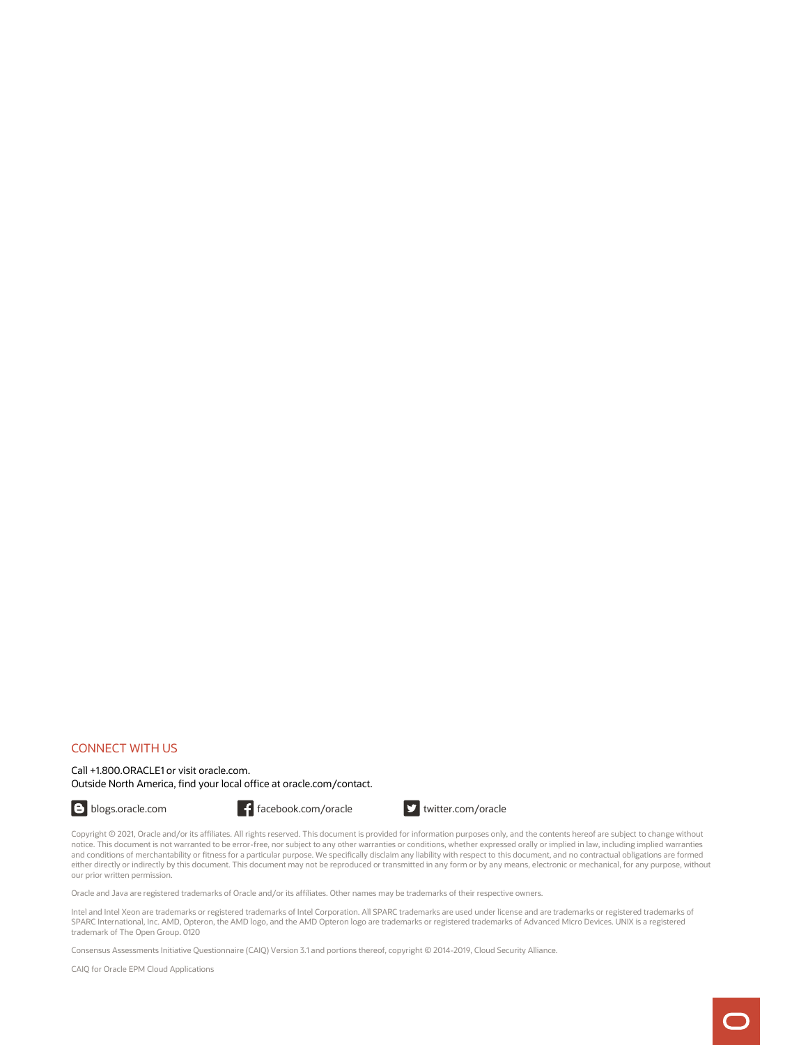## CONNECT WITH US

Call +1.800.ORACLE1 or visit oracle.com.
Outside North America, find your local office at oracle.com/contact.

blogs.oracle.com    facebook.com/oracle    twitter.com/oracle

Copyright © 2021, Oracle and/or its affiliates. All rights reserved. This document is provided for information purposes only, and the contents hereof are subject to change without notice. This document is not warranted to be error-free, nor subject to any other warranties or conditions, whether expressed orally or implied in law, including implied warranties and conditions of merchantability or fitness for a particular purpose. We specifically disclaim any liability with respect to this document, and no contractual obligations are formed either directly or indirectly by this document. This document may not be reproduced or transmitted in any form or by any means, electronic or mechanical, for any purpose, without our prior written permission.

Oracle and Java are registered trademarks of Oracle and/or its affiliates. Other names may be trademarks of their respective owners.

Intel and Intel Xeon are trademarks or registered trademarks of Intel Corporation. All SPARC trademarks are used under license and are trademarks or registered trademarks of SPARC International, Inc. AMD, Opteron, the AMD logo, and the AMD Opteron logo are trademarks or registered trademarks of Advanced Micro Devices. UNIX is a registered trademark of The Open Group. 0120

Consensus Assessments Initiative Questionnaire (CAIQ) Version 3.1 and portions thereof, copyright © 2014-2019, Cloud Security Alliance.

CAIQ for Oracle EPM Cloud Applications